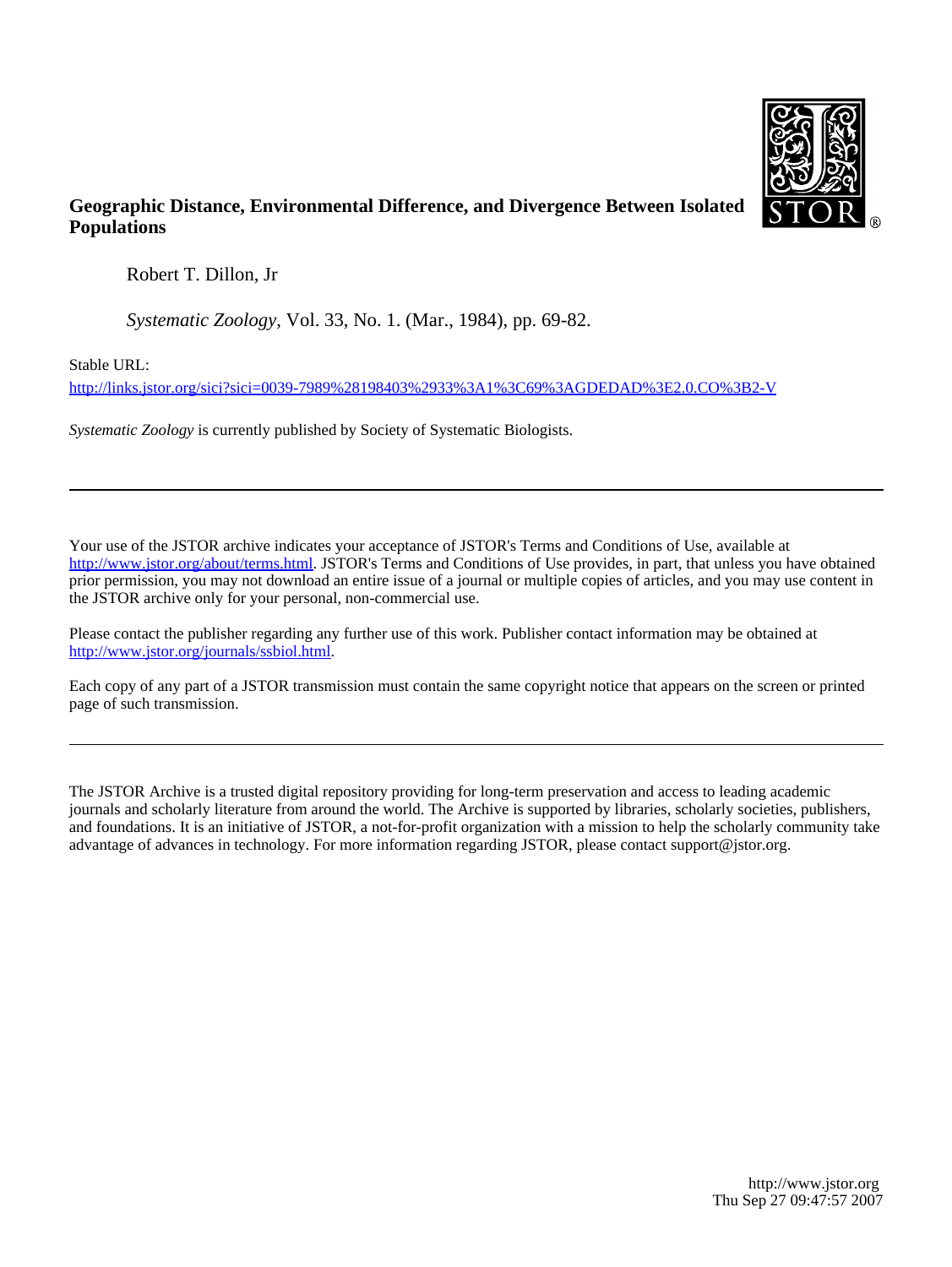# Geographic Distance, Environmental Difference, and Divergence Between Isolated Populations

Robert T. Dillon, Jr

*Systematic Zoology*, Vol. 33, No. 1. (Mar., 1984), pp. 69-82.

Stable URL:

http://links.jstor.org/sici?sici=0039-7989%28198403%2933%3A1%3C69%3AGDEDAD%3E2.0.CO%3B2-V

*Systematic Zoology* is currently published by Society of Systematic Biologists.

---

Your use of the JSTOR archive indicates your acceptance of JSTOR's Terms and Conditions of Use, available at http://www.jstor.org/about/terms.html. JSTOR's Terms and Conditions of Use provides, in part, that unless you have obtained prior permission, you may not download an entire issue of a journal or multiple copies of articles, and you may use content in the JSTOR archive only for your personal, non-commercial use.

Please contact the publisher regarding any further use of this work. Publisher contact information may be obtained at http://www.jstor.org/journals/ssbiol.html.

Each copy of any part of a JSTOR transmission must contain the same copyright notice that appears on the screen or printed page of such transmission.

---

The JSTOR Archive is a trusted digital repository providing for long-term preservation and access to leading academic journals and scholarly literature from around the world. The Archive is supported by libraries, scholarly societies, publishers, and foundations. It is an initiative of JSTOR, a not-for-profit organization with a mission to help the scholarly community take advantage of advances in technology. For more information regarding JSTOR, please contact support@jstor.org.

http://www.jstor.org
Thu Sep 27 09:47:57 2007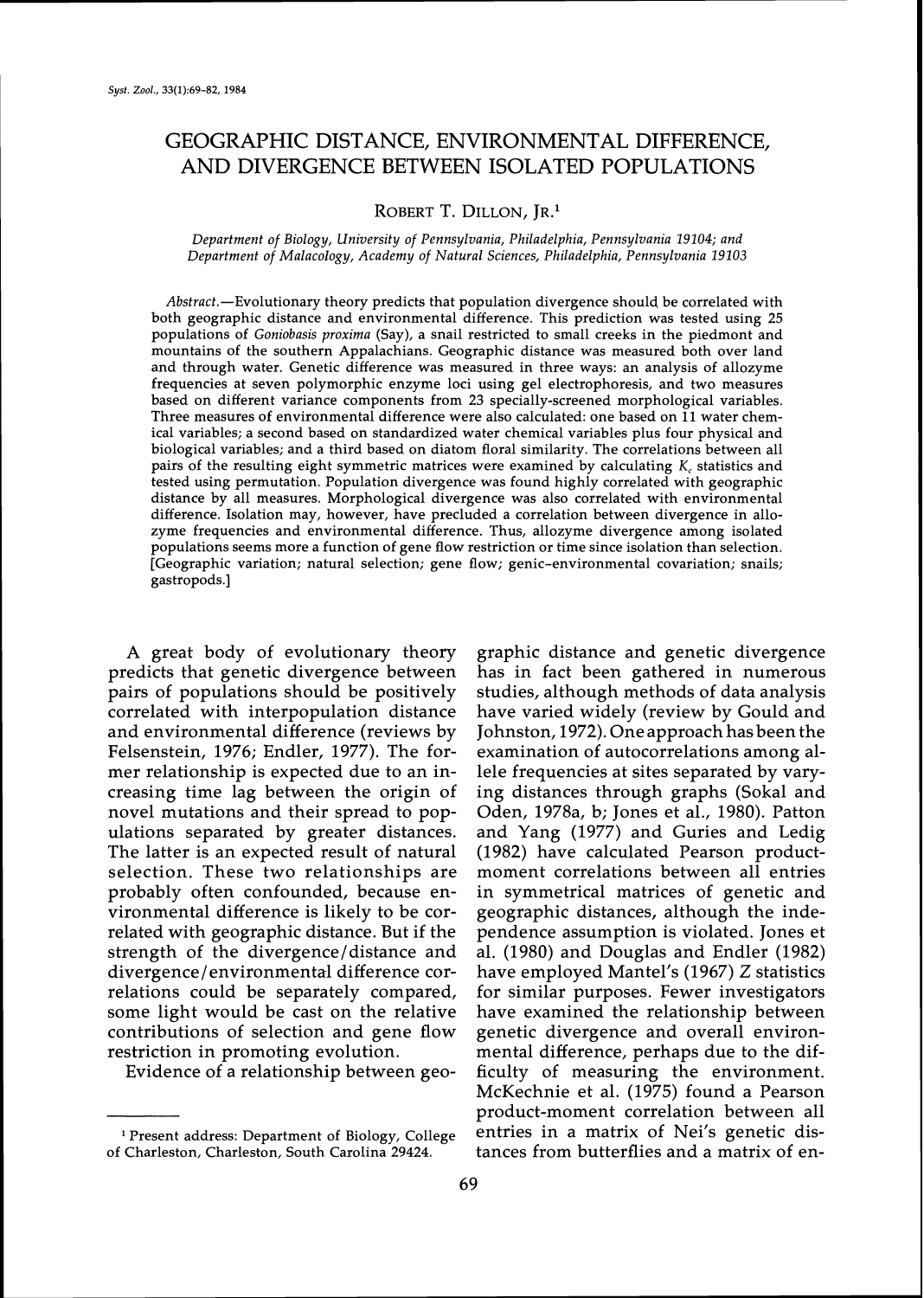# GEOGRAPHIC DISTANCE, ENVIRONMENTAL DIFFERENCE, AND DIVERGENCE BETWEEN ISOLATED POPULATIONS

ROBERT T. DILLON, JR.[1]

*Department of Biology, University of Pennsylvania, Philadelphia, Pennsylvania 19104; and Department of Malacology, Academy of Natural Sciences, Philadelphia, Pennsylvania 19103*

*Abstract.*—Evolutionary theory predicts that population divergence should be correlated with both geographic distance and environmental difference. This prediction was tested using 25 populations of *Goniobasis proxima* (Say), a snail restricted to small creeks in the piedmont and mountains of the southern Appalachians. Geographic distance was measured both over land and through water. Genetic difference was measured in three ways: an analysis of allozyme frequencies at seven polymorphic enzyme loci using gel electrophoresis, and two measures based on different variance components from 23 specially-screened morphological variables. Three measures of environmental difference were also calculated: one based on 11 water chemical variables; a second based on standardized water chemical variables plus four physical and biological variables; and a third based on diatom floral similarity. The correlations between all pairs of the resulting eight symmetric matrices were examined by calculating $K_c$ statistics and tested using permutation. Population divergence was found highly correlated with geographic distance by all measures. Morphological divergence was also correlated with environmental difference. Isolation may, however, have precluded a correlation between divergence in allozyme frequencies and environmental difference. Thus, allozyme divergence among isolated populations seems more a function of gene flow restriction or time since isolation than selection. [Geographic variation; natural selection; gene flow; genic-environmental covariation; snails; gastropods.]

A great body of evolutionary theory predicts that genetic divergence between pairs of populations should be positively correlated with interpopulation distance and environmental difference (reviews by Felsenstein, 1976; Endler, 1977). The former relationship is expected due to an increasing time lag between the origin of novel mutations and their spread to populations separated by greater distances. The latter is an expected result of natural selection. These two relationships are probably often confounded, because environmental difference is likely to be correlated with geographic distance. But if the strength of the divergence/distance and divergence/environmental difference correlations could be separately compared, some light would be cast on the relative contributions of selection and gene flow restriction in promoting evolution.

Evidence of a relationship between geographic distance and genetic divergence has in fact been gathered in numerous studies, although methods of data analysis have varied widely (review by Gould and Johnston, 1972). One approach has been the examination of autocorrelations among allele frequencies at sites separated by varying distances through graphs (Sokal and Oden, 1978a, b; Jones et al., 1980). Patton and Yang (1977) and Guries and Ledig (1982) have calculated Pearson product-moment correlations between all entries in symmetrical matrices of genetic and geographic distances, although the independence assumption is violated. Jones et al. (1980) and Douglas and Endler (1982) have employed Mantel's (1967) Z statistics for similar purposes. Fewer investigators have examined the relationship between genetic divergence and overall environmental difference, perhaps due to the difficulty of measuring the environment. McKechnie et al. (1975) found a Pearson product-moment correlation between all entries in a matrix of Nei's genetic distances from butterflies and a matrix of en-

[1] Present address: Department of Biology, College of Charleston, Charleston, South Carolina 29424.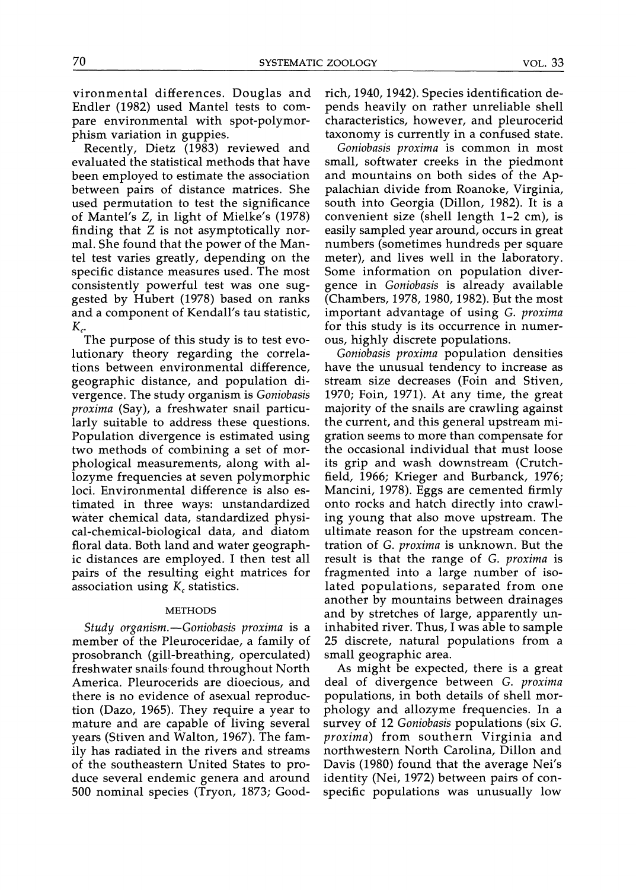vironmental differences. Douglas and Endler (1982) used Mantel tests to compare environmental with spot-polymorphism variation in guppies.

Recently, Dietz (1983) reviewed and evaluated the statistical methods that have been employed to estimate the association between pairs of distance matrices. She used permutation to test the significance of Mantel's Z, in light of Mielke's (1978) finding that Z is not asymptotically normal. She found that the power of the Mantel test varies greatly, depending on the specific distance measures used. The most consistently powerful test was one suggested by Hubert (1978) based on ranks and a component of Kendall's tau statistic, $K_c$.

The purpose of this study is to test evolutionary theory regarding the correlations between environmental difference, geographic distance, and population divergence. The study organism is *Goniobasis proxima* (Say), a freshwater snail particularly suitable to address these questions. Population divergence is estimated using two methods of combining a set of morphological measurements, along with allozyme frequencies at seven polymorphic loci. Environmental difference is also estimated in three ways: unstandardized water chemical data, standardized physical-chemical-biological data, and diatom floral data. Both land and water geographic distances are employed. I then test all pairs of the resulting eight matrices for association using $K_c$ statistics.

## METHODS

*Study organism.*—*Goniobasis proxima* is a member of the Pleuroceridae, a family of prosobranch (gill-breathing, operculated) freshwater snails found throughout North America. Pleurocerids are dioecious, and there is no evidence of asexual reproduction (Dazo, 1965). They require a year to mature and are capable of living several years (Stiven and Walton, 1967). The family has radiated in the rivers and streams of the southeastern United States to produce several endemic genera and around 500 nominal species (Tryon, 1873; Goodrich, 1940, 1942). Species identification depends heavily on rather unreliable shell characteristics, however, and pleurocerid taxonomy is currently in a confused state.

*Goniobasis proxima* is common in most small, softwater creeks in the piedmont and mountains on both sides of the Appalachian divide from Roanoke, Virginia, south into Georgia (Dillon, 1982). It is a convenient size (shell length 1–2 cm), is easily sampled year around, occurs in great numbers (sometimes hundreds per square meter), and lives well in the laboratory. Some information on population divergence in *Goniobasis* is already available (Chambers, 1978, 1980, 1982). But the most important advantage of using *G. proxima* for this study is its occurrence in numerous, highly discrete populations.

*Goniobasis proxima* population densities have the unusual tendency to increase as stream size decreases (Foin and Stiven, 1970; Foin, 1971). At any time, the great majority of the snails are crawling against the current, and this general upstream migration seems to more than compensate for the occasional individual that must loose its grip and wash downstream (Crutchfield, 1966; Krieger and Burbanck, 1976; Mancini, 1978). Eggs are cemented firmly onto rocks and hatch directly into crawling young that also move upstream. The ultimate reason for the upstream concentration of *G. proxima* is unknown. But the result is that the range of *G. proxima* is fragmented into a large number of isolated populations, separated from one another by mountains between drainages and by stretches of large, apparently uninhabited river. Thus, I was able to sample 25 discrete, natural populations from a small geographic area.

As might be expected, there is a great deal of divergence between *G. proxima* populations, in both details of shell morphology and allozyme frequencies. In a survey of 12 *Goniobasis* populations (six *G. proxima*) from southern Virginia and northwestern North Carolina, Dillon and Davis (1980) found that the average Nei's identity (Nei, 1972) between pairs of conspecific populations was unusually low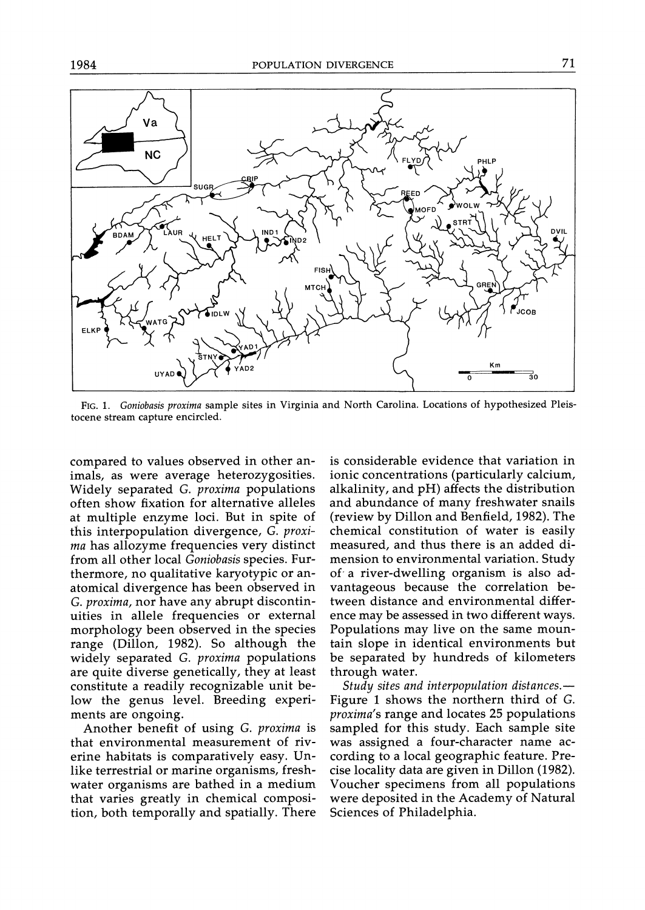FIG. 1. *Goniobasis proxima* sample sites in Virginia and North Carolina. Locations of hypothesized Pleistocene stream capture encircled.

compared to values observed in other animals, as were average heterozygosities. Widely separated *G. proxima* populations often show fixation for alternative alleles at multiple enzyme loci. But in spite of this interpopulation divergence, *G. proxima* has allozyme frequencies very distinct from all other local *Goniobasis* species. Furthermore, no qualitative karyotypic or anatomical divergence has been observed in *G. proxima*, nor have any abrupt discontinuities in allele frequencies or external morphology been observed in the species range (Dillon, 1982). So although the widely separated *G. proxima* populations are quite diverse genetically, they at least constitute a readily recognizable unit below the genus level. Breeding experiments are ongoing.

Another benefit of using *G. proxima* is that environmental measurement of riverine habitats is comparatively easy. Unlike terrestrial or marine organisms, freshwater organisms are bathed in a medium that varies greatly in chemical composition, both temporally and spatially. There is considerable evidence that variation in ionic concentrations (particularly calcium, alkalinity, and pH) affects the distribution and abundance of many freshwater snails (review by Dillon and Benfield, 1982). The chemical constitution of water is easily measured, and thus there is an added dimension to environmental variation. Study of a river-dwelling organism is also advantageous because the correlation between distance and environmental difference may be assessed in two different ways. Populations may live on the same mountain slope in identical environments but be separated by hundreds of kilometers through water.

*Study sites and interpopulation distances.*—Figure 1 shows the northern third of *G. proxima*'s range and locates 25 populations sampled for this study. Each sample site was assigned a four-character name according to a local geographic feature. Precise locality data are given in Dillon (1982). Voucher specimens from all populations were deposited in the Academy of Natural Sciences of Philadelphia.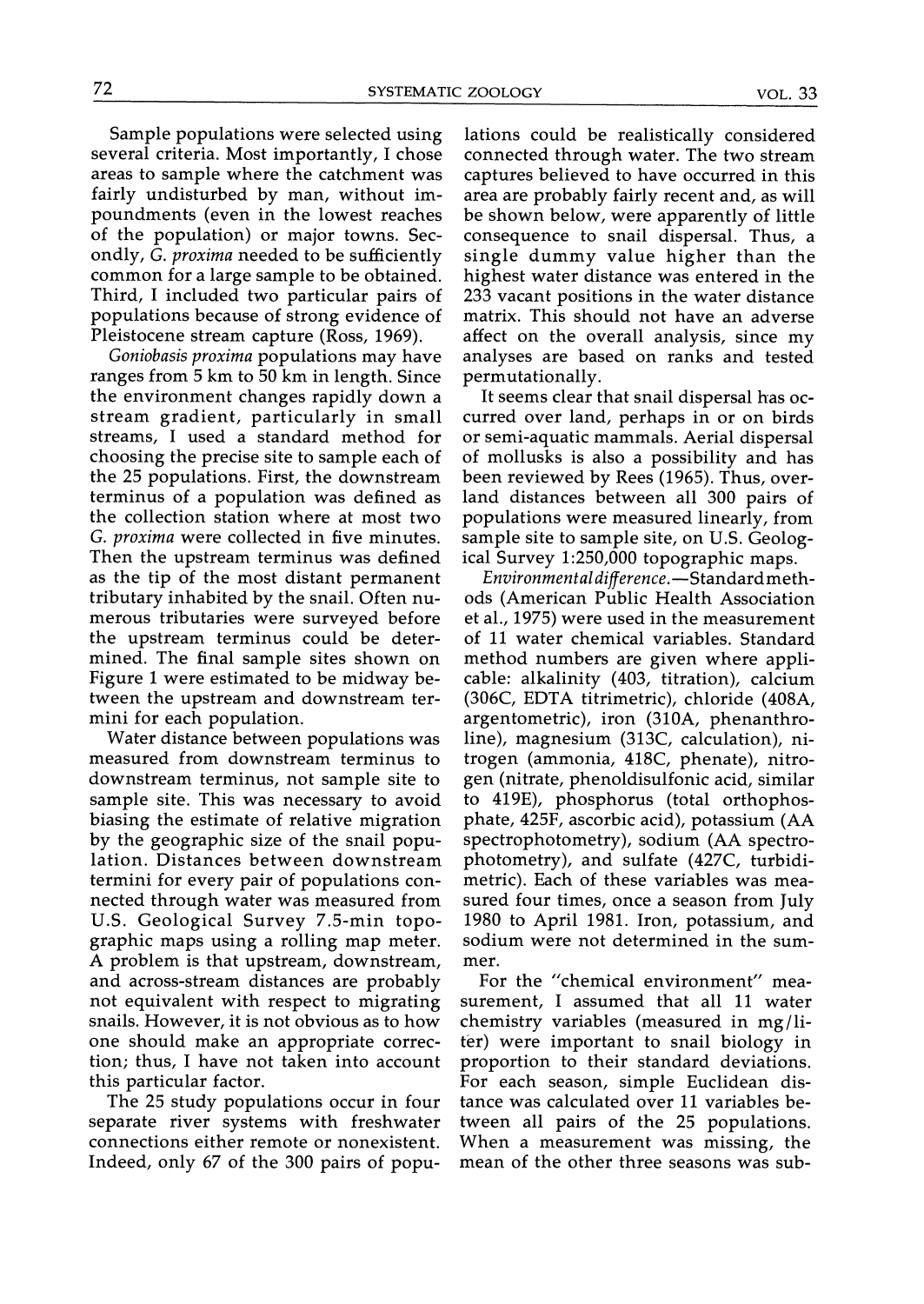Sample populations were selected using several criteria. Most importantly, I chose areas to sample where the catchment was fairly undisturbed by man, without impoundments (even in the lowest reaches of the population) or major towns. Secondly, *G. proxima* needed to be sufficiently common for a large sample to be obtained. Third, I included two particular pairs of populations because of strong evidence of Pleistocene stream capture (Ross, 1969).

*Goniobasis proxima* populations may have ranges from 5 km to 50 km in length. Since the environment changes rapidly down a stream gradient, particularly in small streams, I used a standard method for choosing the precise site to sample each of the 25 populations. First, the downstream terminus of a population was defined as the collection station where at most two *G. proxima* were collected in five minutes. Then the upstream terminus was defined as the tip of the most distant permanent tributary inhabited by the snail. Often numerous tributaries were surveyed before the upstream terminus could be determined. The final sample sites shown on Figure 1 were estimated to be midway between the upstream and downstream termini for each population.

Water distance between populations was measured from downstream terminus to downstream terminus, not sample site to sample site. This was necessary to avoid biasing the estimate of relative migration by the geographic size of the snail population. Distances between downstream termini for every pair of populations connected through water was measured from U.S. Geological Survey 7.5-min topographic maps using a rolling map meter. A problem is that upstream, downstream, and across-stream distances are probably not equivalent with respect to migrating snails. However, it is not obvious as to how one should make an appropriate correction; thus, I have not taken into account this particular factor.

The 25 study populations occur in four separate river systems with freshwater connections either remote or nonexistent. Indeed, only 67 of the 300 pairs of populations could be realistically considered connected through water. The two stream captures believed to have occurred in this area are probably fairly recent and, as will be shown below, were apparently of little consequence to snail dispersal. Thus, a single dummy value higher than the highest water distance was entered in the 233 vacant positions in the water distance matrix. This should not have an adverse affect on the overall analysis, since my analyses are based on ranks and tested permutationally.

It seems clear that snail dispersal has occurred over land, perhaps in or on birds or semi-aquatic mammals. Aerial dispersal of mollusks is also a possibility and has been reviewed by Rees (1965). Thus, overland distances between all 300 pairs of populations were measured linearly, from sample site to sample site, on U.S. Geological Survey 1:250,000 topographic maps.

*Environmental difference.*—Standard methods (American Public Health Association et al., 1975) were used in the measurement of 11 water chemical variables. Standard method numbers are given where applicable: alkalinity (403, titration), calcium (306C, EDTA titrimetric), chloride (408A, argentometric), iron (310A, phenanthroline), magnesium (313C, calculation), nitrogen (ammonia, 418C, phenate), nitrogen (nitrate, phenoldisulfonic acid, similar to 419E), phosphorus (total orthophosphate, 425F, ascorbic acid), potassium (AA spectrophotometry), sodium (AA spectrophotometry), and sulfate (427C, turbidimetric). Each of these variables was measured four times, once a season from July 1980 to April 1981. Iron, potassium, and sodium were not determined in the summer.

For the "chemical environment" measurement, I assumed that all 11 water chemistry variables (measured in mg/liter) were important to snail biology in proportion to their standard deviations. For each season, simple Euclidean distance was calculated over 11 variables between all pairs of the 25 populations. When a measurement was missing, the mean of the other three seasons was sub-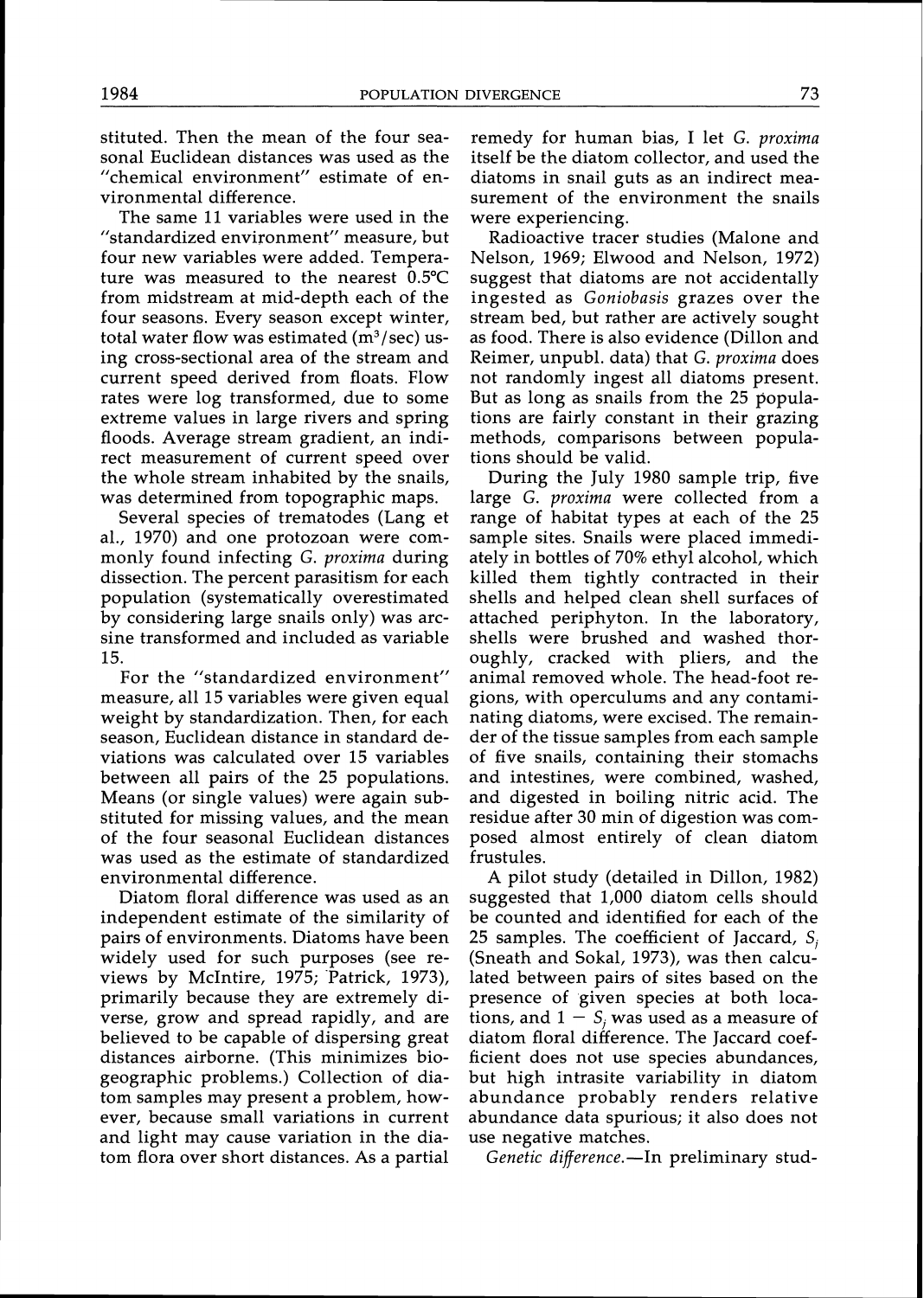stituted. Then the mean of the four seasonal Euclidean distances was used as the "chemical environment" estimate of environmental difference.

The same 11 variables were used in the "standardized environment" measure, but four new variables were added. Temperature was measured to the nearest 0.5°C from midstream at mid-depth each of the four seasons. Every season except winter, total water flow was estimated ($m^3$/sec) using cross-sectional area of the stream and current speed derived from floats. Flow rates were log transformed, due to some extreme values in large rivers and spring floods. Average stream gradient, an indirect measurement of current speed over the whole stream inhabited by the snails, was determined from topographic maps.

Several species of trematodes (Lang et al., 1970) and one protozoan were commonly found infecting *G. proxima* during dissection. The percent parasitism for each population (systematically overestimated by considering large snails only) was arcsine transformed and included as variable 15.

For the "standardized environment" measure, all 15 variables were given equal weight by standardization. Then, for each season, Euclidean distance in standard deviations was calculated over 15 variables between all pairs of the 25 populations. Means (or single values) were again substituted for missing values, and the mean of the four seasonal Euclidean distances was used as the estimate of standardized environmental difference.

Diatom floral difference was used as an independent estimate of the similarity of pairs of environments. Diatoms have been widely used for such purposes (see reviews by McIntire, 1975; Patrick, 1973), primarily because they are extremely diverse, grow and spread rapidly, and are believed to be capable of dispersing great distances airborne. (This minimizes biogeographic problems.) Collection of diatom samples may present a problem, however, because small variations in current and light may cause variation in the diatom flora over short distances. As a partial remedy for human bias, I let *G. proxima* itself be the diatom collector, and used the diatoms in snail guts as an indirect measurement of the environment the snails were experiencing.

Radioactive tracer studies (Malone and Nelson, 1969; Elwood and Nelson, 1972) suggest that diatoms are not accidentally ingested as *Goniobasis* grazes over the stream bed, but rather are actively sought as food. There is also evidence (Dillon and Reimer, unpubl. data) that *G. proxima* does not randomly ingest all diatoms present. But as long as snails from the 25 populations are fairly constant in their grazing methods, comparisons between populations should be valid.

During the July 1980 sample trip, five large *G. proxima* were collected from a range of habitat types at each of the 25 sample sites. Snails were placed immediately in bottles of 70% ethyl alcohol, which killed them tightly contracted in their shells and helped clean shell surfaces of attached periphyton. In the laboratory, shells were brushed and washed thoroughly, cracked with pliers, and the animal removed whole. The head-foot regions, with operculums and any contaminating diatoms, were excised. The remainder of the tissue samples from each sample of five snails, containing their stomachs and intestines, were combined, washed, and digested in boiling nitric acid. The residue after 30 min of digestion was composed almost entirely of clean diatom frustules.

A pilot study (detailed in Dillon, 1982) suggested that 1,000 diatom cells should be counted and identified for each of the 25 samples. The coefficient of Jaccard, $S_j$ (Sneath and Sokal, 1973), was then calculated between pairs of sites based on the presence of given species at both locations, and $1 - S_j$ was used as a measure of diatom floral difference. The Jaccard coefficient does not use species abundances, but high intrasite variability in diatom abundance probably renders relative abundance data spurious; it also does not use negative matches.

*Genetic difference.*—In preliminary stud-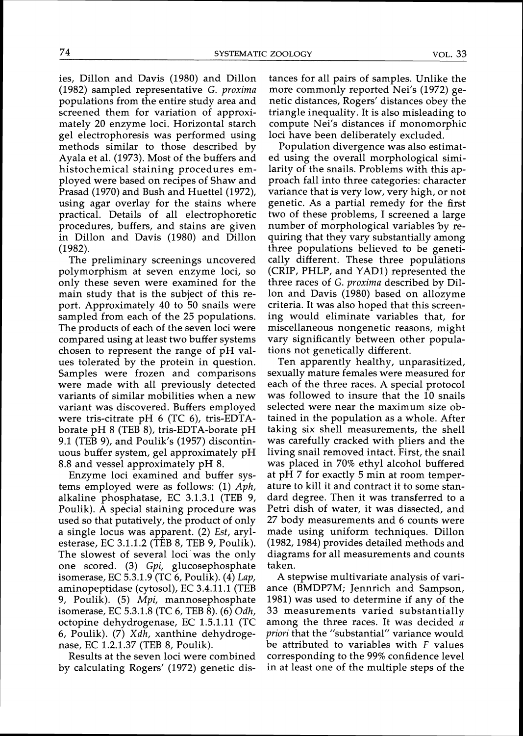ies, Dillon and Davis (1980) and Dillon (1982) sampled representative *G. proxima* populations from the entire study area and screened them for variation of approximately 20 enzyme loci. Horizontal starch gel electrophoresis was performed using methods similar to those described by Ayala et al. (1973). Most of the buffers and histochemical staining procedures employed were based on recipes of Shaw and Prasad (1970) and Bush and Huettel (1972), using agar overlay for the stains where practical. Details of all electrophoretic procedures, buffers, and stains are given in Dillon and Davis (1980) and Dillon (1982).

The preliminary screenings uncovered polymorphism at seven enzyme loci, so only these seven were examined for the main study that is the subject of this report. Approximately 40 to 50 snails were sampled from each of the 25 populations. The products of each of the seven loci were compared using at least two buffer systems chosen to represent the range of pH values tolerated by the protein in question. Samples were frozen and comparisons were made with all previously detected variants of similar mobilities when a new variant was discovered. Buffers employed were tris-citrate pH 6 (TC 6), tris-EDTA-borate pH 8 (TEB 8), tris-EDTA-borate pH 9.1 (TEB 9), and Poulik's (1957) discontinuous buffer system, gel approximately pH 8.8 and vessel approximately pH 8.

Enzyme loci examined and buffer systems employed were as follows: (1) *Aph*, alkaline phosphatase, EC 3.1.3.1 (TEB 9, Poulik). A special staining procedure was used so that putatively, the product of only a single locus was apparent. (2) *Est*, arylesterase, EC 3.1.1.2 (TEB 8, TEB 9, Poulik). The slowest of several loci was the only one scored. (3) *Gpi*, glucosephosphate isomerase, EC 5.3.1.9 (TC 6, Poulik). (4) *Lap*, aminopeptidase (cytosol), EC 3.4.11.1 (TEB 9, Poulik). (5) *Mpi*, mannosephosphate isomerase, EC 5.3.1.8 (TC 6, TEB 8). (6) *Odh*, octopine dehydrogenase, EC 1.5.1.11 (TC 6, Poulik). (7) *Xdh*, xanthine dehydrogenase, EC 1.2.1.37 (TEB 8, Poulik).

Results at the seven loci were combined by calculating Rogers' (1972) genetic distances for all pairs of samples. Unlike the more commonly reported Nei's (1972) genetic distances, Rogers' distances obey the triangle inequality. It is also misleading to compute Nei's distances if monomorphic loci have been deliberately excluded.

Population divergence was also estimated using the overall morphological similarity of the snails. Problems with this approach fall into three categories: character variance that is very low, very high, or not genetic. As a partial remedy for the first two of these problems, I screened a large number of morphological variables by requiring that they vary substantially among three populations believed to be genetically different. These three populations (CRIP, PHLP, and YAD1) represented the three races of *G. proxima* described by Dillon and Davis (1980) based on allozyme criteria. It was also hoped that this screening would eliminate variables that, for miscellaneous nongenetic reasons, might vary significantly between other populations not genetically different.

Ten apparently healthy, unparasitized, sexually mature females were measured for each of the three races. A special protocol was followed to insure that the 10 snails selected were near the maximum size obtained in the population as a whole. After taking six shell measurements, the shell was carefully cracked with pliers and the living snail removed intact. First, the snail was placed in 70% ethyl alcohol buffered at pH 7 for exactly 5 min at room temperature to kill it and contract it to some standard degree. Then it was transferred to a Petri dish of water, it was dissected, and 27 body measurements and 6 counts were made using uniform techniques. Dillon (1982, 1984) provides detailed methods and diagrams for all measurements and counts taken.

A stepwise multivariate analysis of variance (BMDP7M; Jennrich and Sampson, 1981) was used to determine if any of the 33 measurements varied substantially among the three races. It was decided *a priori* that the "substantial" variance would be attributed to variables with $F$ values corresponding to the 99% confidence level in at least one of the multiple steps of the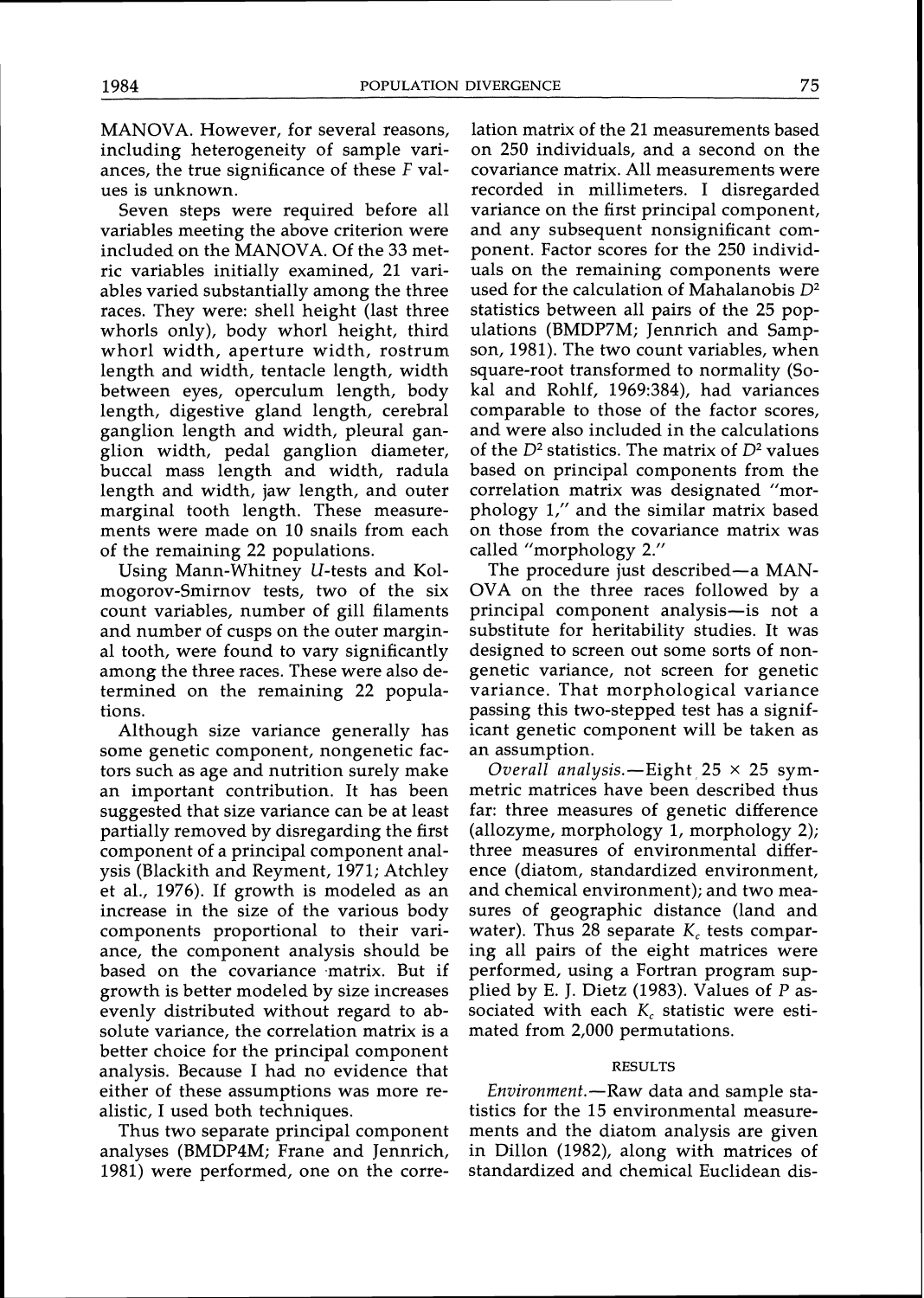MANOVA. However, for several reasons, including heterogeneity of sample variances, the true significance of these $F$ values is unknown.

Seven steps were required before all variables meeting the above criterion were included on the MANOVA. Of the 33 metric variables initially examined, 21 variables varied substantially among the three races. They were: shell height (last three whorls only), body whorl height, third whorl width, aperture width, rostrum length and width, tentacle length, width between eyes, operculum length, body length, digestive gland length, cerebral ganglion length and width, pleural ganglion width, pedal ganglion diameter, buccal mass length and width, radula length and width, jaw length, and outer marginal tooth length. These measurements were made on 10 snails from each of the remaining 22 populations.

Using Mann-Whitney $U$-tests and Kolmogorov-Smirnov tests, two of the six count variables, number of gill filaments and number of cusps on the outer marginal tooth, were found to vary significantly among the three races. These were also determined on the remaining 22 populations.

Although size variance generally has some genetic component, nongenetic factors such as age and nutrition surely make an important contribution. It has been suggested that size variance can be at least partially removed by disregarding the first component of a principal component analysis (Blackith and Reyment, 1971; Atchley et al., 1976). If growth is modeled as an increase in the size of the various body components proportional to their variance, the component analysis should be based on the covariance matrix. But if growth is better modeled by size increases evenly distributed without regard to absolute variance, the correlation matrix is a better choice for the principal component analysis. Because I had no evidence that either of these assumptions was more realistic, I used both techniques.

Thus two separate principal component analyses (BMDP4M; Frane and Jennrich, 1981) were performed, one on the correlation matrix of the 21 measurements based on 250 individuals, and a second on the covariance matrix. All measurements were recorded in millimeters. I disregarded variance on the first principal component, and any subsequent nonsignificant component. Factor scores for the 250 individuals on the remaining components were used for the calculation of Mahalanobis $D^2$ statistics between all pairs of the 25 populations (BMDP7M; Jennrich and Sampson, 1981). The two count variables, when square-root transformed to normality (Sokal and Rohlf, 1969:384), had variances comparable to those of the factor scores, and were also included in the calculations of the $D^2$ statistics. The matrix of $D^2$ values based on principal components from the correlation matrix was designated "morphology 1," and the similar matrix based on those from the covariance matrix was called "morphology 2."

The procedure just described—a MANOVA on the three races followed by a principal component analysis—is not a substitute for heritability studies. It was designed to screen out some sorts of nongenetic variance, not screen for genetic variance. That morphological variance passing this two-stepped test has a significant genetic component will be taken as an assumption.

*Overall analysis.*—Eight $25 \times 25$ symmetric matrices have been described thus far: three measures of genetic difference (allozyme, morphology 1, morphology 2); three measures of environmental difference (diatom, standardized environment, and chemical environment); and two measures of geographic distance (land and water). Thus 28 separate $K_c$ tests comparing all pairs of the eight matrices were performed, using a Fortran program supplied by E. J. Dietz (1983). Values of $P$ associated with each $K_c$ statistic were estimated from 2,000 permutations.

## RESULTS

*Environment.*—Raw data and sample statistics for the 15 environmental measurements and the diatom analysis are given in Dillon (1982), along with matrices of standardized and chemical Euclidean dis-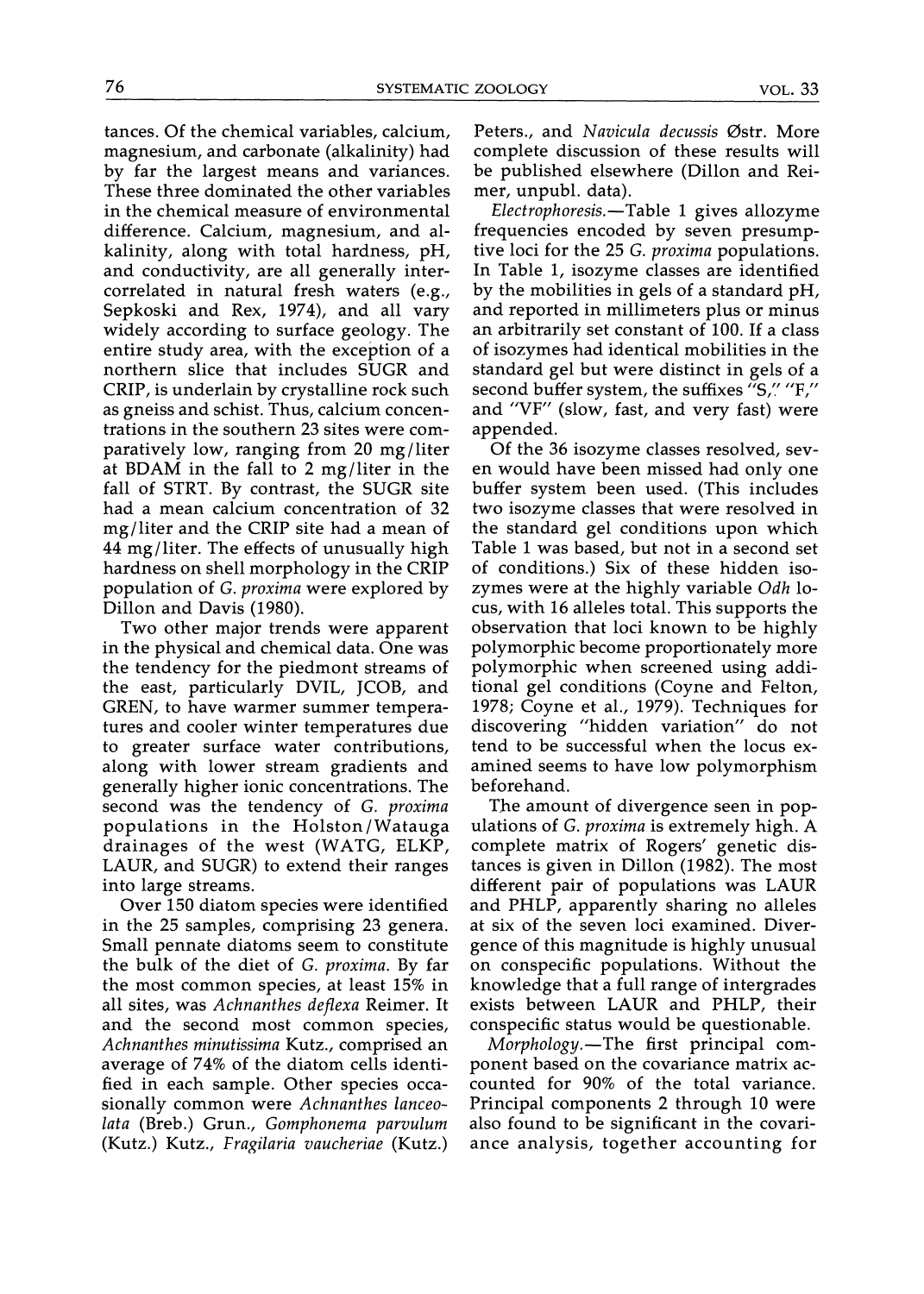tances. Of the chemical variables, calcium, magnesium, and carbonate (alkalinity) had by far the largest means and variances. These three dominated the other variables in the chemical measure of environmental difference. Calcium, magnesium, and alkalinity, along with total hardness, pH, and conductivity, are all generally intercorrelated in natural fresh waters (e.g., Sepkoski and Rex, 1974), and all vary widely according to surface geology. The entire study area, with the exception of a northern slice that includes SUGR and CRIP, is underlain by crystalline rock such as gneiss and schist. Thus, calcium concentrations in the southern 23 sites were comparatively low, ranging from 20 mg/liter at BDAM in the fall to 2 mg/liter in the fall of STRT. By contrast, the SUGR site had a mean calcium concentration of 32 mg/liter and the CRIP site had a mean of 44 mg/liter. The effects of unusually high hardness on shell morphology in the CRIP population of *G. proxima* were explored by Dillon and Davis (1980).

Two other major trends were apparent in the physical and chemical data. One was the tendency for the piedmont streams of the east, particularly DVIL, JCOB, and GREN, to have warmer summer temperatures and cooler winter temperatures due to greater surface water contributions, along with lower stream gradients and generally higher ionic concentrations. The second was the tendency of *G. proxima* populations in the Holston/Watauga drainages of the west (WATG, ELKP, LAUR, and SUGR) to extend their ranges into large streams.

Over 150 diatom species were identified in the 25 samples, comprising 23 genera. Small pennate diatoms seem to constitute the bulk of the diet of *G. proxima*. By far the most common species, at least 15% in all sites, was *Achnanthes deflexa* Reimer. It and the second most common species, *Achnanthes minutissima* Kutz., comprised an average of 74% of the diatom cells identified in each sample. Other species occasionally common were *Achnanthes lanceolata* (Breb.) Grun., *Gomphonema parvulum* (Kutz.) Kutz., *Fragilaria vaucheriae* (Kutz.) Peters., and *Navicula decussis* Østr. More complete discussion of these results will be published elsewhere (Dillon and Reimer, unpubl. data).

*Electrophoresis.*—Table 1 gives allozyme frequencies encoded by seven presumptive loci for the 25 *G. proxima* populations. In Table 1, isozyme classes are identified by the mobilities in gels of a standard pH, and reported in millimeters plus or minus an arbitrarily set constant of 100. If a class of isozymes had identical mobilities in the standard gel but were distinct in gels of a second buffer system, the suffixes "S," "F," and "VF" (slow, fast, and very fast) were appended.

Of the 36 isozyme classes resolved, seven would have been missed had only one buffer system been used. (This includes two isozyme classes that were resolved in the standard gel conditions upon which Table 1 was based, but not in a second set of conditions.) Six of these hidden isozymes were at the highly variable *Odh* locus, with 16 alleles total. This supports the observation that loci known to be highly polymorphic become proportionately more polymorphic when screened using additional gel conditions (Coyne and Felton, 1978; Coyne et al., 1979). Techniques for discovering "hidden variation" do not tend to be successful when the locus examined seems to have low polymorphism beforehand.

The amount of divergence seen in populations of *G. proxima* is extremely high. A complete matrix of Rogers' genetic distances is given in Dillon (1982). The most different pair of populations was LAUR and PHLP, apparently sharing no alleles at six of the seven loci examined. Divergence of this magnitude is highly unusual on conspecific populations. Without the knowledge that a full range of intergrades exists between LAUR and PHLP, their conspecific status would be questionable.

*Morphology.*—The first principal component based on the covariance matrix accounted for 90% of the total variance. Principal components 2 through 10 were also found to be significant in the covariance analysis, together accounting for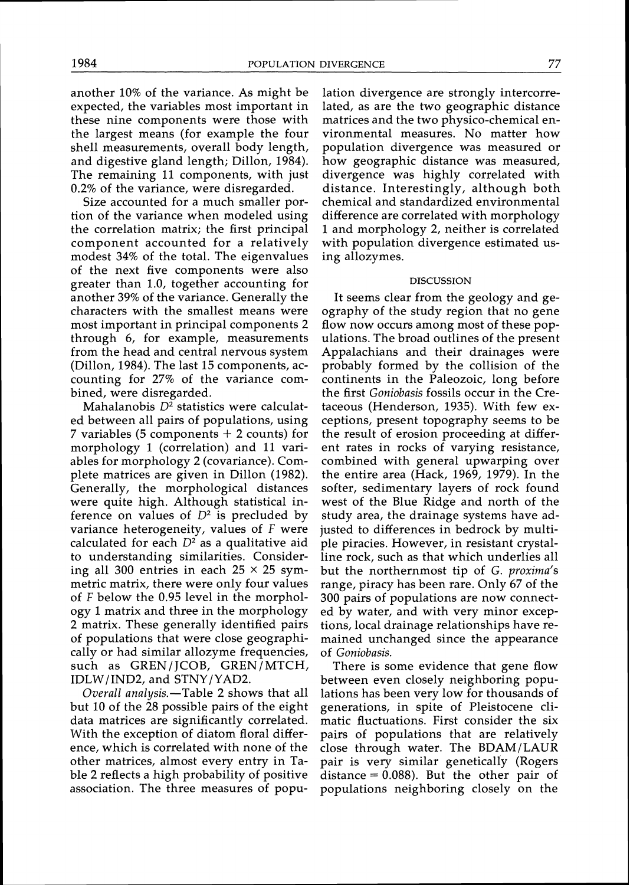another 10% of the variance. As might be expected, the variables most important in these nine components were those with the largest means (for example the four shell measurements, overall body length, and digestive gland length; Dillon, 1984). The remaining 11 components, with just 0.2% of the variance, were disregarded.

Size accounted for a much smaller portion of the variance when modeled using the correlation matrix; the first principal component accounted for a relatively modest 34% of the total. The eigenvalues of the next five components were also greater than 1.0, together accounting for another 39% of the variance. Generally the characters with the smallest means were most important in principal components 2 through 6, for example, measurements from the head and central nervous system (Dillon, 1984). The last 15 components, accounting for 27% of the variance combined, were disregarded.

Mahalanobis $D^2$ statistics were calculated between all pairs of populations, using 7 variables (5 components + 2 counts) for morphology 1 (correlation) and 11 variables for morphology 2 (covariance). Complete matrices are given in Dillon (1982). Generally, the morphological distances were quite high. Although statistical inference on values of $D^2$ is precluded by variance heterogeneity, values of $F$ were calculated for each $D^2$ as a qualitative aid to understanding similarities. Considering all 300 entries in each $25 \times 25$ symmetric matrix, there were only four values of $F$ below the 0.95 level in the morphology 1 matrix and three in the morphology 2 matrix. These generally identified pairs of populations that were close geographically or had similar allozyme frequencies, such as GREN/JCOB, GREN/MTCH, IDLW/IND2, and STNY/YAD2.

*Overall analysis.*—Table 2 shows that all but 10 of the 28 possible pairs of the eight data matrices are significantly correlated. With the exception of diatom floral difference, which is correlated with none of the other matrices, almost every entry in Table 2 reflects a high probability of positive association. The three measures of population divergence are strongly intercorrelated, as are the two geographic distance matrices and the two physico-chemical environmental measures. No matter how population divergence was measured or how geographic distance was measured, divergence was highly correlated with distance. Interestingly, although both chemical and standardized environmental difference are correlated with morphology 1 and morphology 2, neither is correlated with population divergence estimated using allozymes.

## DISCUSSION

It seems clear from the geology and geography of the study region that no gene flow now occurs among most of these populations. The broad outlines of the present Appalachians and their drainages were probably formed by the collision of the continents in the Paleozoic, long before the first *Goniobasis* fossils occur in the Cretaceous (Henderson, 1935). With few exceptions, present topography seems to be the result of erosion proceeding at different rates in rocks of varying resistance, combined with general upwarping over the entire area (Hack, 1969, 1979). In the softer, sedimentary layers of rock found west of the Blue Ridge and north of the study area, the drainage systems have adjusted to differences in bedrock by multiple piracies. However, in resistant crystalline rock, such as that which underlies all but the northernmost tip of *G. proxima*'s range, piracy has been rare. Only 67 of the 300 pairs of populations are now connected by water, and with very minor exceptions, local drainage relationships have remained unchanged since the appearance of *Goniobasis*.

There is some evidence that gene flow between even closely neighboring populations has been very low for thousands of generations, in spite of Pleistocene climatic fluctuations. First consider the six pairs of populations that are relatively close through water. The BDAM/LAUR pair is very similar genetically (Rogers distance = 0.088). But the other pair of populations neighboring closely on the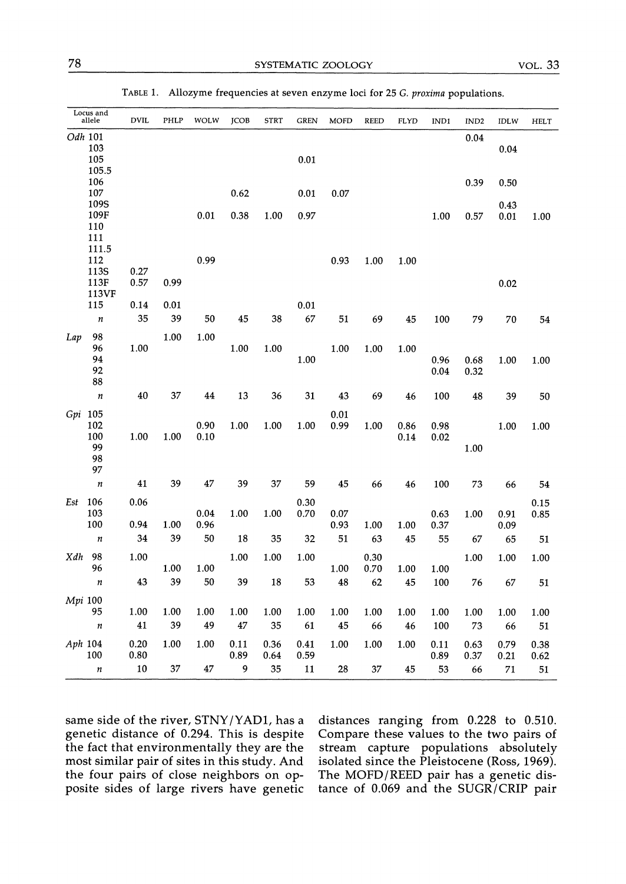TABLE 1. Allozyme frequencies at seven enzyme loci for 25 *G. proxima* populations.

| Locus and allele | DVIL | PHLP | WOLW | JCOB | STRT | GREN | MOFD | REED | FLYD | IND1 | IND2 | IDLW | HELT |
|---|---|---|---|---|---|---|---|---|---|---|---|---|---|
| *Odh* 101 | | | | | | | | | | | 0.04 | | |
| 103 | | | | | | | | | | | | 0.04 | |
| 105 | | | | | | 0.01 | | | | | | | |
| 105.5 | | | | | | | | | | | | | |
| 106 | | | | | | | | | | | 0.39 | 0.50 | |
| 107 | | | | 0.62 | | 0.01 | 0.07 | | | | | | |
| 109S | | | | | | | | | | | | 0.43 | |
| 109F | | | 0.01 | 0.38 | 1.00 | 0.97 | | | | 1.00 | 0.57 | 0.01 | 1.00 |
| 110 | | | | | | | | | | | | | |
| 111 | | | | | | | | | | | | | |
| 111.5 | | | | | | | | | | | | | |
| 112 | | | 0.99 | | | | 0.93 | 1.00 | 1.00 | | | | |
| 113S | 0.27 | | | | | | | | | | | | |
| 113F | 0.57 | 0.99 | | | | | | | | | | 0.02 | |
| 113VF | | | | | | | | | | | | | |
| 115 | 0.14 | 0.01 | | | | 0.01 | | | | | | | |
| *n* | 35 | 39 | 50 | 45 | 38 | 67 | 51 | 69 | 45 | 100 | 79 | 70 | 54 |
| *Lap* 98 | | 1.00 | 1.00 | | | | | | | | | | |
| 96 | 1.00 | | | 1.00 | 1.00 | | 1.00 | 1.00 | 1.00 | | | | |
| 94 | | | | | | 1.00 | | | | 0.96 | 0.68 | 1.00 | 1.00 |
| 92 | | | | | | | | | | 0.04 | 0.32 | | |
| 88 | | | | | | | | | | | | | |
| *n* | 40 | 37 | 44 | 13 | 36 | 31 | 43 | 69 | 46 | 100 | 48 | 39 | 50 |
| *Gpi* 105 | | | | | | | 0.01 | | | | | | |
| 102 | | | 0.90 | 1.00 | 1.00 | 1.00 | 0.99 | 1.00 | 0.86 | 0.98 | | 1.00 | 1.00 |
| 100 | 1.00 | 1.00 | 0.10 | | | | | | 0.14 | 0.02 | | | |
| 99 | | | | | | | | | | | 1.00 | | |
| 98 | | | | | | | | | | | | | |
| 97 | | | | | | | | | | | | | |
| *n* | 41 | 39 | 47 | 39 | 37 | 59 | 45 | 66 | 46 | 100 | 73 | 66 | 54 |
| *Est* 106 | 0.06 | | | | | 0.30 | | | | | | | 0.15 |
| 103 | | | 0.04 | 1.00 | 1.00 | 0.70 | 0.07 | | | 0.63 | 1.00 | 0.91 | 0.85 |
| 100 | 0.94 | 1.00 | 0.96 | | | | 0.93 | 1.00 | 1.00 | 0.37 | | 0.09 | |
| *n* | 34 | 39 | 50 | 18 | 35 | 32 | 51 | 63 | 45 | 55 | 67 | 65 | 51 |
| *Xdh* 98 | 1.00 | | | 1.00 | 1.00 | 1.00 | | 0.30 | | | 1.00 | 1.00 | 1.00 |
| 96 | | 1.00 | 1.00 | | | | 1.00 | 0.70 | 1.00 | 1.00 | | | |
| *n* | 43 | 39 | 50 | 39 | 18 | 53 | 48 | 62 | 45 | 100 | 76 | 67 | 51 |
| *Mpi* 100 | | | | | | | | | | | | | |
| 95 | 1.00 | 1.00 | 1.00 | 1.00 | 1.00 | 1.00 | 1.00 | 1.00 | 1.00 | 1.00 | 1.00 | 1.00 | 1.00 |
| *n* | 41 | 39 | 49 | 47 | 35 | 61 | 45 | 66 | 46 | 100 | 73 | 66 | 51 |
| *Aph* 104 | 0.20 | 1.00 | 1.00 | 0.11 | 0.36 | 0.41 | 1.00 | 1.00 | 1.00 | 0.11 | 0.63 | 0.79 | 0.38 |
| 100 | 0.80 | | | 0.89 | 0.64 | 0.59 | | | | 0.89 | 0.37 | 0.21 | 0.62 |
| *n* | 10 | 37 | 47 | 9 | 35 | 11 | 28 | 37 | 45 | 53 | 66 | 71 | 51 |

same side of the river, STNY/YAD1, has a genetic distance of 0.294. This is despite the fact that environmentally they are the most similar pair of sites in this study. And the four pairs of close neighbors on opposite sides of large rivers have genetic distances ranging from 0.228 to 0.510. Compare these values to the two pairs of stream capture populations absolutely isolated since the Pleistocene (Ross, 1969). The MOFD/REED pair has a genetic distance of 0.069 and the SUGR/CRIP pair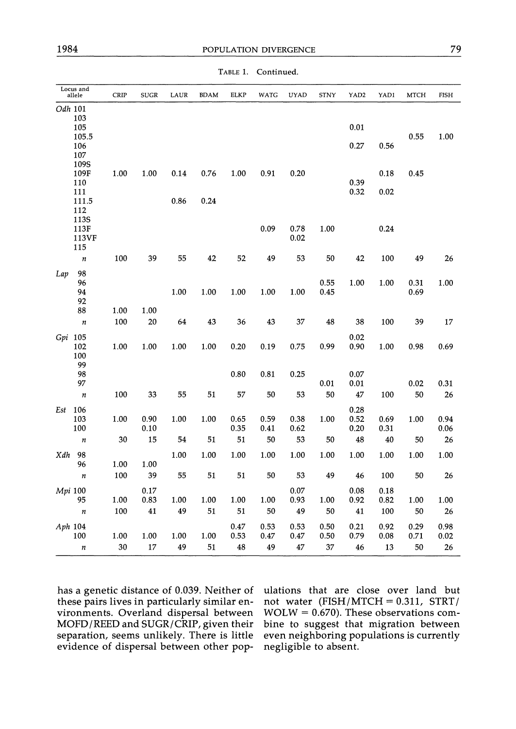TABLE 1. Continued.

| Locus and allele | CRIP | SUGR | LAUR | BDAM | ELKP | WATG | UYAD | STNY | YAD2 | YAD1 | MTCH | FISH |
|---|---|---|---|---|---|---|---|---|---|---|---|---|
| *Odh* 101 | | | | | | | | | | | | |
| 103 | | | | | | | | | | | | |
| 105 | | | | | | | | | 0.01 | | | |
| 105.5 | | | | | | | | | | | 0.55 | 1.00 |
| 106 | | | | | | | | | 0.27 | 0.56 | | |
| 107 | | | | | | | | | | | | |
| 109S | | | | | | | | | | | | |
| 109F | 1.00 | 1.00 | 0.14 | 0.76 | 1.00 | 0.91 | 0.20 | | | 0.18 | 0.45 | |
| 110 | | | | | | | | | 0.39 | | | |
| 111 | | | | | | | | | 0.32 | 0.02 | | |
| 111.5 | | | 0.86 | 0.24 | | | | | | | | |
| 112 | | | | | | | | | | | | |
| 113S | | | | | | | | | | | | |
| 113F | | | | | | 0.09 | 0.78 | 1.00 | | 0.24 | | |
| 113VF | | | | | | | 0.02 | | | | | |
| 115 | | | | | | | | | | | | |
| *n* | 100 | 39 | 55 | 42 | 52 | 49 | 53 | 50 | 42 | 100 | 49 | 26 |
| *Lap* 98 | | | | | | | | | | | | |
| 96 | | | | | | | | 0.55 | 1.00 | 1.00 | 0.31 | 1.00 |
| 94 | | | 1.00 | 1.00 | 1.00 | 1.00 | 1.00 | 0.45 | | | 0.69 | |
| 92 | | | | | | | | | | | | |
| 88 | 1.00 | 1.00 | | | | | | | | | | |
| *n* | 100 | 20 | 64 | 43 | 36 | 43 | 37 | 48 | 38 | 100 | 39 | 17 |
| *Gpi* 105 | | | | | | | | | 0.02 | | | |
| 102 | 1.00 | 1.00 | 1.00 | 1.00 | 0.20 | 0.19 | 0.75 | 0.99 | 0.90 | 1.00 | 0.98 | 0.69 |
| 100 | | | | | | | | | | | | |
| 99 | | | | | | | | | | | | |
| 98 | | | | | 0.80 | 0.81 | 0.25 | | 0.07 | | | |
| 97 | | | | | | | | 0.01 | 0.01 | | 0.02 | 0.31 |
| *n* | 100 | 33 | 55 | 51 | 57 | 50 | 53 | 50 | 47 | 100 | 50 | 26 |
| *Est* 106 | | | | | | | | | 0.28 | | | |
| 103 | 1.00 | 0.90 | 1.00 | 1.00 | 0.65 | 0.59 | 0.38 | 1.00 | 0.52 | 0.69 | 1.00 | 0.94 |
| 100 | | 0.10 | | | 0.35 | 0.41 | 0.62 | | 0.20 | 0.31 | | 0.06 |
| *n* | 30 | 15 | 54 | 51 | 51 | 50 | 53 | 50 | 48 | 40 | 50 | 26 |
| *Xdh* 98 | | | 1.00 | 1.00 | 1.00 | 1.00 | 1.00 | 1.00 | 1.00 | 1.00 | 1.00 | 1.00 |
| 96 | 1.00 | 1.00 | | | | | | | | | | |
| *n* | 100 | 39 | 55 | 51 | 51 | 50 | 53 | 49 | 46 | 100 | 50 | 26 |
| *Mpi* 100 | | 0.17 | | | | | 0.07 | | 0.08 | 0.18 | | |
| 95 | 1.00 | 0.83 | 1.00 | 1.00 | 1.00 | 1.00 | 0.93 | 1.00 | 0.92 | 0.82 | 1.00 | 1.00 |
| *n* | 100 | 41 | 49 | 51 | 51 | 50 | 49 | 50 | 41 | 100 | 50 | 26 |
| *Aph* 104 | | | | | 0.47 | 0.53 | 0.53 | 0.50 | 0.21 | 0.92 | 0.29 | 0.98 |
| 100 | 1.00 | 1.00 | 1.00 | 1.00 | 0.53 | 0.47 | 0.47 | 0.50 | 0.79 | 0.08 | 0.71 | 0.02 |
| *n* | 30 | 17 | 49 | 51 | 48 | 49 | 47 | 37 | 46 | 13 | 50 | 26 |

has a genetic distance of 0.039. Neither of these pairs lives in particularly similar environments. Overland dispersal between MOFD/REED and SUGR/CRIP, given their separation, seems unlikely. There is little evidence of dispersal between other populations that are close over land but not water (FISH/MTCH = 0.311, STRT/WOLW = 0.670). These observations combine to suggest that migration between even neighboring populations is currently negligible to absent.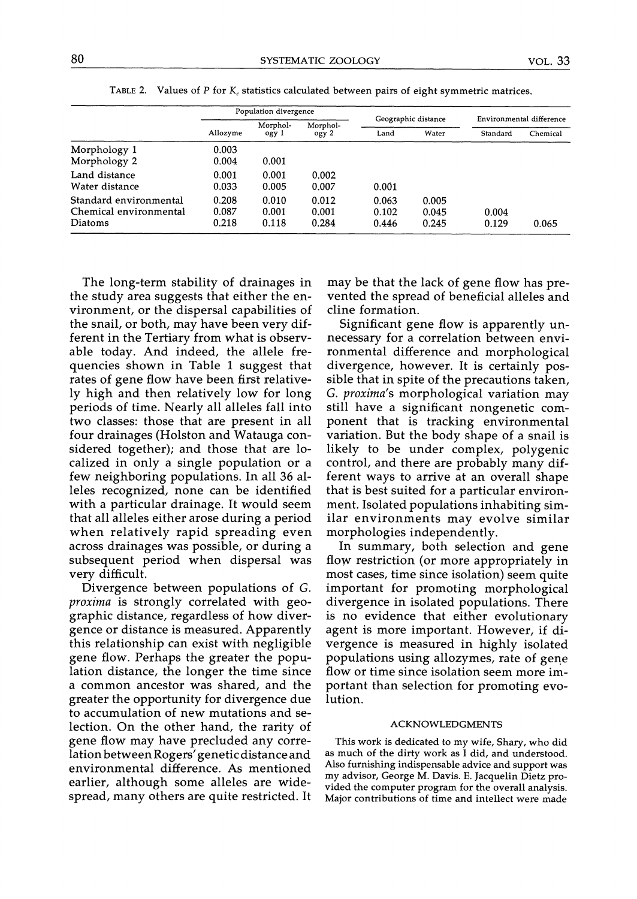TABLE 2. Values of $P$ for $K_c$ statistics calculated between pairs of eight symmetric matrices.

| | Population divergence | | | Geographic distance | | Environmental difference | |
|---|---|---|---|---|---|---|---|
| | Allozyme | Morphology 1 | Morphology 2 | Land | Water | Standard | Chemical |
| Morphology 1 | 0.003 | | | | | | |
| Morphology 2 | 0.004 | 0.001 | | | | | |
| Land distance | 0.001 | 0.001 | 0.002 | | | | |
| Water distance | 0.033 | 0.005 | 0.007 | 0.001 | | | |
| Standard environmental | 0.208 | 0.010 | 0.012 | 0.063 | 0.005 | | |
| Chemical environmental | 0.087 | 0.001 | 0.001 | 0.102 | 0.045 | 0.004 | |
| Diatoms | 0.218 | 0.118 | 0.284 | 0.446 | 0.245 | 0.129 | 0.065 |

The long-term stability of drainages in the study area suggests that either the environment, or the dispersal capabilities of the snail, or both, may have been very different in the Tertiary from what is observable today. And indeed, the allele frequencies shown in Table 1 suggest that rates of gene flow have been first relatively high and then relatively low for long periods of time. Nearly all alleles fall into two classes: those that are present in all four drainages (Holston and Watauga considered together); and those that are localized in only a single population or a few neighboring populations. In all 36 alleles recognized, none can be identified with a particular drainage. It would seem that all alleles either arose during a period when relatively rapid spreading even across drainages was possible, or during a subsequent period when dispersal was very difficult.

Divergence between populations of *G. proxima* is strongly correlated with geographic distance, regardless of how divergence or distance is measured. Apparently this relationship can exist with negligible gene flow. Perhaps the greater the population distance, the longer the time since a common ancestor was shared, and the greater the opportunity for divergence due to accumulation of new mutations and selection. On the other hand, the rarity of gene flow may have precluded any correlation between Rogers' genetic distance and environmental difference. As mentioned earlier, although some alleles are widespread, many others are quite restricted. It may be that the lack of gene flow has prevented the spread of beneficial alleles and cline formation.

Significant gene flow is apparently unnecessary for a correlation between environmental difference and morphological divergence, however. It is certainly possible that in spite of the precautions taken, *G. proxima*'s morphological variation may still have a significant nongenetic component that is tracking environmental variation. But the body shape of a snail is likely to be under complex, polygenic control, and there are probably many different ways to arrive at an overall shape that is best suited for a particular environment. Isolated populations inhabiting similar environments may evolve similar morphologies independently.

In summary, both selection and gene flow restriction (or more appropriately in most cases, time since isolation) seem quite important for promoting morphological divergence in isolated populations. There is no evidence that either evolutionary agent is more important. However, if divergence is measured in highly isolated populations using allozymes, rate of gene flow or time since isolation seem more important than selection for promoting evolution.

## ACKNOWLEDGMENTS

This work is dedicated to my wife, Shary, who did as much of the dirty work as I did, and understood. Also furnishing indispensable advice and support was my advisor, George M. Davis. E. Jacquelin Dietz provided the computer program for the overall analysis. Major contributions of time and intellect were made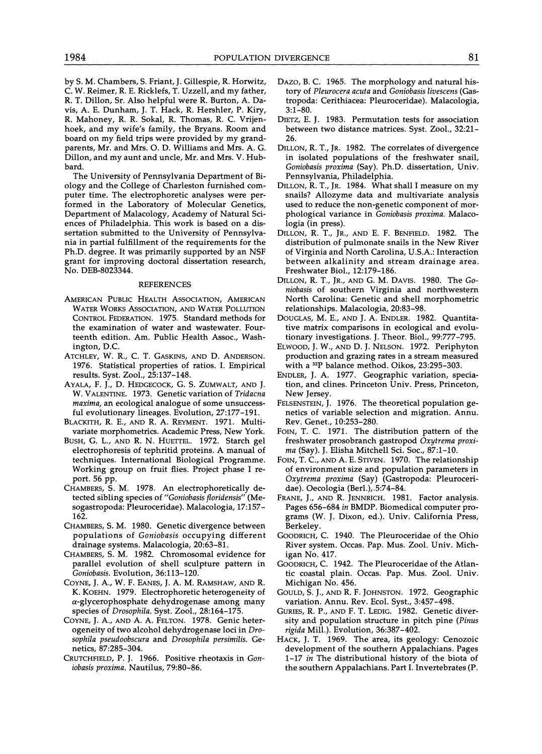by S. M. Chambers, S. Friant, J. Gillespie, R. Horwitz, C. W. Reimer, R. E. Ricklefs, T. Uzzell, and my father, R. T. Dillon, Sr. Also helpful were R. Burton, A. Davis, A. E. Dunham, J. T. Hack, R. Hershler, P. Kiry, R. Mahoney, R. R. Sokal, R. Thomas, R. C. Vrijenhoek, and my wife's family, the Bryans. Room and board on my field trips were provided by my grandparents, Mr. and Mrs. O. D. Williams and Mrs. A. G. Dillon, and my aunt and uncle, Mr. and Mrs. V. Hubbard.

The University of Pennsylvania Department of Biology and the College of Charleston furnished computer time. The electrophoretic analyses were performed in the Laboratory of Molecular Genetics, Department of Malacology, Academy of Natural Sciences of Philadelphia. This work is based on a dissertation submitted to the University of Pennsylvania in partial fulfillment of the requirements for the Ph.D. degree. It was primarily supported by an NSF grant for improving doctoral dissertation research, No. DEB-8023344.

## REFERENCES

American Public Health Association, American Water Works Association, and Water Pollution Control Federation. 1975. Standard methods for the examination of water and wastewater. Fourteenth edition. Am. Public Health Assoc., Washington, D.C.

Atchley, W. R., C. T. Gaskins, and D. Anderson. 1976. Statistical properties of ratios. I. Empirical results. Syst. Zool., 25:137–148.

Ayala, F. J., D. Hedgecock, G. S. Zumwalt, and J. W. Valentine. 1973. Genetic variation of *Tridacna maxima*, an ecological analogue of some unsuccessful evolutionary lineages. Evolution, 27:177–191.

Blackith, R. E., and R. A. Reyment. 1971. Multivariate morphometrics. Academic Press, New York.

Bush, G. L., and R. N. Huettel. 1972. Starch gel electrophoresis of tephritid proteins. A manual of techniques. International Biological Programme. Working group on fruit flies. Project phase I report. 56 pp.

Chambers, S. M. 1978. An electrophoretically detected sibling species of "*Goniobasis floridensis*" (Mesogastropoda: Pleuroceridae). Malacologia, 17:157–162.

Chambers, S. M. 1980. Genetic divergence between populations of *Goniobasis* occupying different drainage systems. Malacologia, 20:63–81.

Chambers, S. M. 1982. Chromosomal evidence for parallel evolution of shell sculpture pattern in *Goniobasis*. Evolution, 36:113–120.

Coyne, J. A., W. F. Eanes, J. A. M. Ramshaw, and R. K. Koehn. 1979. Electrophoretic heterogeneity of α-glycerophosphate dehydrogenase among many species of *Drosophila*. Syst. Zool., 28:164–175.

Coyne, J. A., and A. A. Felton. 1978. Genic heterogeneity of two alcohol dehydrogenase loci in *Drosophila pseudoobscura* and *Drosophila persimilis*. Genetics, 87:285–304.

Crutchfield, P. J. 1966. Positive rheotaxis in *Goniobasis proxima*. Nautilus, 79:80–86.

Dazo, B. C. 1965. The morphology and natural history of *Pleurocera acuta* and *Goniobasis livescens* (Gastropoda: Cerithiacea: Pleuroceridae). Malacologia, 3:1–80.

Dietz, E. J. 1983. Permutation tests for association between two distance matrices. Syst. Zool., 32:21–26.

Dillon, R. T., Jr. 1982. The correlates of divergence in isolated populations of the freshwater snail, *Goniobasis proxima* (Say). Ph.D. dissertation, Univ. Pennsylvania, Philadelphia.

Dillon, R. T., Jr. 1984. What shall I measure on my snails? Allozyme data and multivariate analysis used to reduce the non-genetic component of morphological variance in *Goniobasis proxima*. Malacologia (in press).

Dillon, R. T., Jr., and E. F. Benfield. 1982. The distribution of pulmonate snails in the New River of Virginia and North Carolina, U.S.A.: Interaction between alkalinity and stream drainage area. Freshwater Biol., 12:179–186.

Dillon, R. T., Jr., and G. M. Davis. 1980. The *Goniobasis* of southern Virginia and northwestern North Carolina: Genetic and shell morphometric relationships. Malacologia, 20:83–98.

Douglas, M. E., and J. A. Endler. 1982. Quantitative matrix comparisons in ecological and evolutionary investigations. J. Theor. Biol., 99:777–795.

Elwood, J. W., and D. J. Nelson. 1972. Periphyton production and grazing rates in a stream measured with a $^{32}P$ balance method. Oikos, 23:295–303.

Endler, J. A. 1977. Geographic variation, speciation, and clines. Princeton Univ. Press, Princeton, New Jersey.

Felsenstein, J. 1976. The theoretical population genetics of variable selection and migration. Annu. Rev. Genet., 10:253–280.

Foin, T. C. 1971. The distribution pattern of the freshwater prosobranch gastropod *Oxytrema proxima* (Say). J. Elisha Mitchell Sci. Soc., 87:1–10.

Foin, T. C., and A. E. Stiven. 1970. The relationship of environment size and population parameters in *Oxytrema proxima* (Say) (Gastropoda: Pleuroceridae). Oecologia (Berl.), 5:74–84.

Frane, J., and R. Jennrich. 1981. Factor analysis. Pages 656–684 *in* BMDP. Biomedical computer programs (W. J. Dixon, ed.). Univ. California Press, Berkeley.

Goodrich, C. 1940. The Pleuroceridae of the Ohio River system. Occas. Pap. Mus. Zool. Univ. Michigan No. 417.

Goodrich, C. 1942. The Pleuroceridae of the Atlantic coastal plain. Occas. Pap. Mus. Zool. Univ. Michigan No. 456.

Gould, S. J., and R. F. Johnston. 1972. Geographic variation. Annu. Rev. Ecol. Syst., 3:457–498.

Guries, R. P., and F. T. Ledig. 1982. Genetic diversity and population structure in pitch pine (*Pinus rigida* Mill.). Evolution, 36:387–402.

Hack, J. T. 1969. The area, its geology: Cenozoic development of the southern Appalachians. Pages 1–17 *in* The distributional history of the biota of the southern Appalachians. Part I. Invertebrates (P.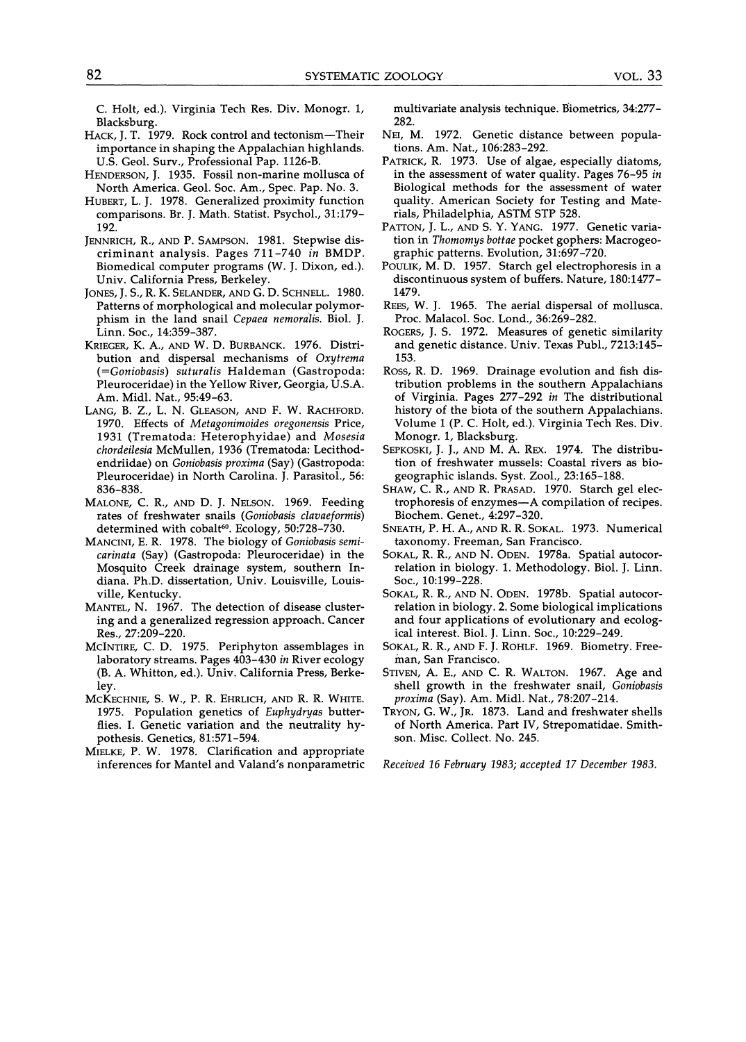C. Holt, ed.). Virginia Tech Res. Div. Monogr. 1, Blacksburg.

HACK, J. T. 1979. Rock control and tectonism—Their importance in shaping the Appalachian highlands. U.S. Geol. Surv., Professional Pap. 1126-B.

HENDERSON, J. 1935. Fossil non-marine mollusca of North America. Geol. Soc. Am., Spec. Pap. No. 3.

HUBERT, L. J. 1978. Generalized proximity function comparisons. Br. J. Math. Statist. Psychol., 31:179–192.

JENNRICH, R., AND P. SAMPSON. 1981. Stepwise discriminant analysis. Pages 711–740 *in* BMDP. Biomedical computer programs (W. J. Dixon, ed.). Univ. California Press, Berkeley.

JONES, J. S., R. K. SELANDER, AND G. D. SCHNELL. 1980. Patterns of morphological and molecular polymorphism in the land snail *Cepaea nemoralis*. Biol. J. Linn. Soc., 14:359–387.

KRIEGER, K. A., AND W. D. BURBANCK. 1976. Distribution and dispersal mechanisms of *Oxytrema* (=*Goniobasis*) *suturalis* Haldeman (Gastropoda: Pleuroceridae) in the Yellow River, Georgia, U.S.A. Am. Midl. Nat., 95:49–63.

LANG, B. Z., L. N. GLEASON, AND F. W. RACHFORD. 1970. Effects of *Metagonimoides oregonensis* Price, 1931 (Trematoda: Heterophyidae) and *Mosesia chordeilesia* McMullen, 1936 (Trematoda: Lecithodendriidae) on *Goniobasis proxima* (Say) (Gastropoda: Pleuroceridae) in North Carolina. J. Parasitol., 56: 836–838.

MALONE, C. R., AND D. J. NELSON. 1969. Feeding rates of freshwater snails (*Goniobasis clavaeformis*) determined with cobalt[60]. Ecology, 50:728–730.

MANCINI, E. R. 1978. The biology of *Goniobasis semicarinata* (Say) (Gastropoda: Pleuroceridae) in the Mosquito Creek drainage system, southern Indiana. Ph.D. dissertation, Univ. Louisville, Louisville, Kentucky.

MANTEL, N. 1967. The detection of disease clustering and a generalized regression approach. Cancer Res., 27:209–220.

MCINTIRE, C. D. 1975. Periphyton assemblages in laboratory streams. Pages 403–430 *in* River ecology (B. A. Whitton, ed.). Univ. California Press, Berkeley.

MCKECHNIE, S. W., P. R. EHRLICH, AND R. R. WHITE. 1975. Population genetics of *Euphydryas* butterflies. I. Genetic variation and the neutrality hypothesis. Genetics, 81:571–594.

MIELKE, P. W. 1978. Clarification and appropriate inferences for Mantel and Valand's nonparametric multivariate analysis technique. Biometrics, 34:277–282.

NEI, M. 1972. Genetic distance between populations. Am. Nat., 106:283–292.

PATRICK, R. 1973. Use of algae, especially diatoms, in the assessment of water quality. Pages 76–95 *in* Biological methods for the assessment of water quality. American Society for Testing and Materials, Philadelphia, ASTM STP 528.

PATTON, J. L., AND S. Y. YANG. 1977. Genetic variation in *Thomomys bottae* pocket gophers: Macrogeographic patterns. Evolution, 31:697–720.

POULIK, M. D. 1957. Starch gel electrophoresis in a discontinuous system of buffers. Nature, 180:1477–1479.

REES, W. J. 1965. The aerial dispersal of mollusca. Proc. Malacol. Soc. Lond., 36:269–282.

ROGERS, J. S. 1972. Measures of genetic similarity and genetic distance. Univ. Texas Publ., 7213:145–153.

ROSS, R. D. 1969. Drainage evolution and fish distribution problems in the southern Appalachians of Virginia. Pages 277–292 *in* The distributional history of the biota of the southern Appalachians. Volume 1 (P. C. Holt, ed.). Virginia Tech Res. Div. Monogr. 1, Blacksburg.

SEPKOSKI, J. J., AND M. A. REX. 1974. The distribution of freshwater mussels: Coastal rivers as biogeographic islands. Syst. Zool., 23:165–188.

SHAW, C. R., AND R. PRASAD. 1970. Starch gel electrophoresis of enzymes—A compilation of recipes. Biochem. Genet., 4:297–320.

SNEATH, P. H. A., AND R. R. SOKAL. 1973. Numerical taxonomy. Freeman, San Francisco.

SOKAL, R. R., AND N. ODEN. 1978a. Spatial autocorrelation in biology. 1. Methodology. Biol. J. Linn. Soc., 10:199–228.

SOKAL, R. R., AND N. ODEN. 1978b. Spatial autocorrelation in biology. 2. Some biological implications and four applications of evolutionary and ecological interest. Biol. J. Linn. Soc., 10:229–249.

SOKAL, R. R., AND F. J. ROHLF. 1969. Biometry. Freeman, San Francisco.

STIVEN, A. E., AND C. R. WALTON. 1967. Age and shell growth in the freshwater snail, *Goniobasis proxima* (Say). Am. Midl. Nat., 78:207–214.

TRYON, G. W., JR. 1873. Land and freshwater shells of North America. Part IV, Strepomatidae. Smithson. Misc. Collect. No. 245.

*Received 16 February 1983; accepted 17 December 1983.*